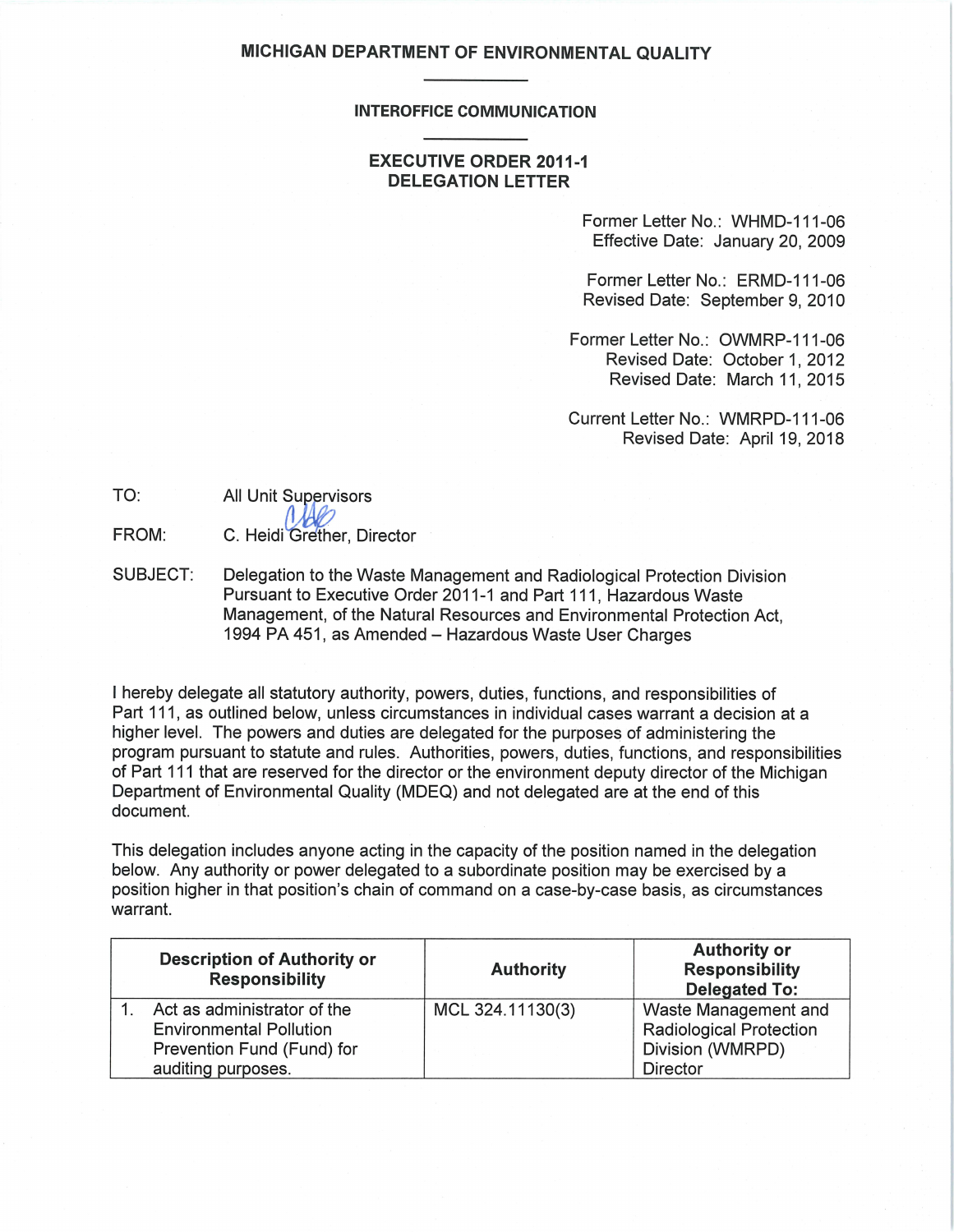# MICHIGAN DEPARTMENT OF ENVIRONMENTAL QUALITY

## INTEROFFICE COMMUNICATION

## EXECUTIVE ORDER 2011-1
## DELEGATION LETTER

Former Letter No.: WHMD-111-06
Effective Date: January 20, 2009

Former Letter No.: ERMD-111-06
Revised Date: September 9, 2010

Former Letter No.: OWMRP-111-06
Revised Date: October 1, 2012
Revised Date: March 11, 2015

Current Letter No.: WMRPD-111-06
Revised Date: April 19, 2018

TO: All Unit Supervisors

FROM: C. Heidi Grether, Director

SUBJECT: Delegation to the Waste Management and Radiological Protection Division Pursuant to Executive Order 2011-1 and Part 111, Hazardous Waste Management, of the Natural Resources and Environmental Protection Act, 1994 PA 451, as Amended – Hazardous Waste User Charges

I hereby delegate all statutory authority, powers, duties, functions, and responsibilities of Part 111, as outlined below, unless circumstances in individual cases warrant a decision at a higher level. The powers and duties are delegated for the purposes of administering the program pursuant to statute and rules. Authorities, powers, duties, functions, and responsibilities of Part 111 that are reserved for the director or the environment deputy director of the Michigan Department of Environmental Quality (MDEQ) and not delegated are at the end of this document.

This delegation includes anyone acting in the capacity of the position named in the delegation below. Any authority or power delegated to a subordinate position may be exercised by a position higher in that position's chain of command on a case-by-case basis, as circumstances warrant.

| Description of Authority or Responsibility | Authority | Authority or Responsibility Delegated To: |
|---|---|---|
| 1. Act as administrator of the Environmental Pollution Prevention Fund (Fund) for auditing purposes. | MCL 324.11130(3) | Waste Management and Radiological Protection Division (WMRPD) Director |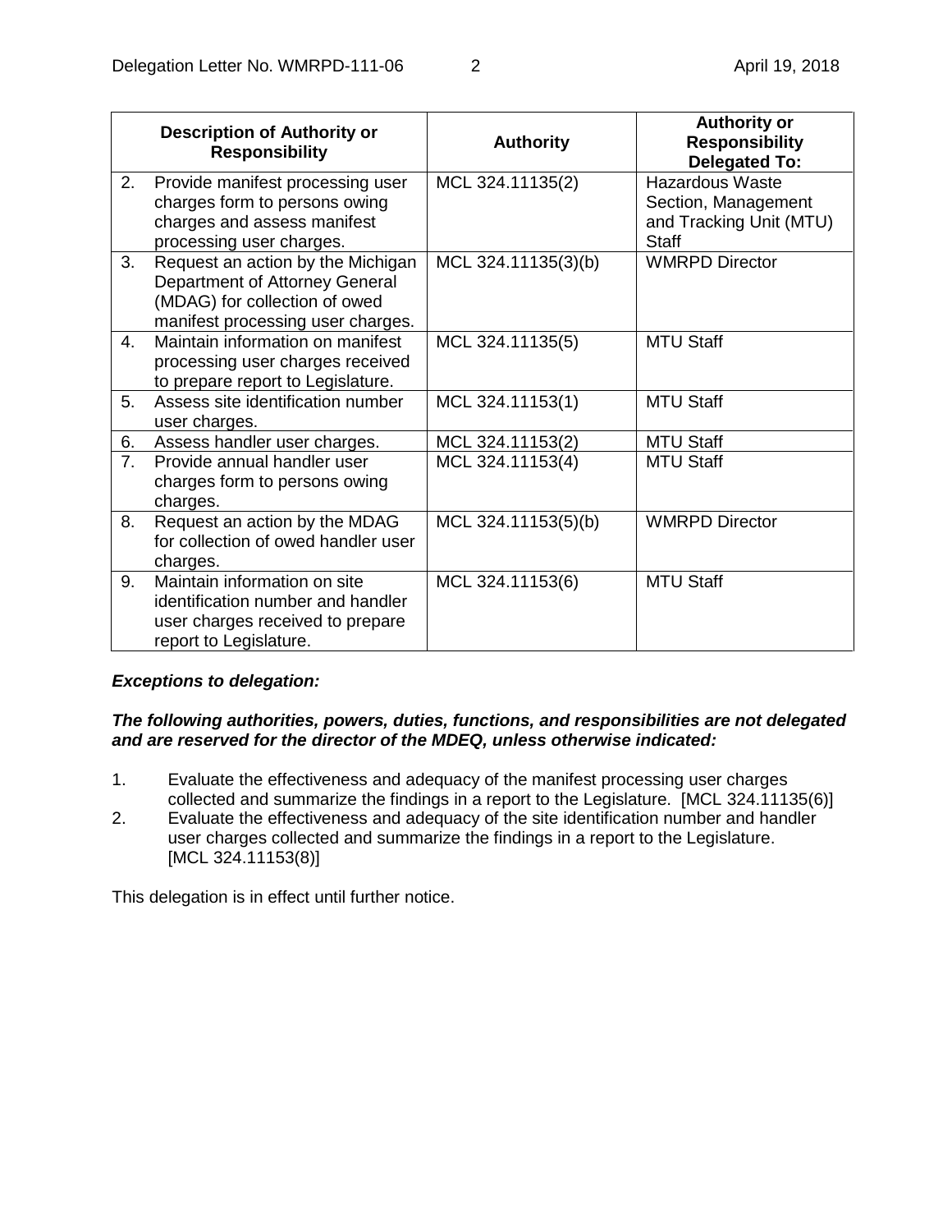| Description of Authority or Responsibility | Authority | Authority or Responsibility Delegated To: |
|---|---|---|
| 2. Provide manifest processing user charges form to persons owing charges and assess manifest processing user charges. | MCL 324.11135(2) | Hazardous Waste Section, Management and Tracking Unit (MTU) Staff |
| 3. Request an action by the Michigan Department of Attorney General (MDAG) for collection of owed manifest processing user charges. | MCL 324.11135(3)(b) | WMRPD Director |
| 4. Maintain information on manifest processing user charges received to prepare report to Legislature. | MCL 324.11135(5) | MTU Staff |
| 5. Assess site identification number user charges. | MCL 324.11153(1) | MTU Staff |
| 6. Assess handler user charges. | MCL 324.11153(2) | MTU Staff |
| 7. Provide annual handler user charges form to persons owing charges. | MCL 324.11153(4) | MTU Staff |
| 8. Request an action by the MDAG for collection of owed handler user charges. | MCL 324.11153(5)(b) | WMRPD Director |
| 9. Maintain information on site identification number and handler user charges received to prepare report to Legislature. | MCL 324.11153(6) | MTU Staff |

***Exceptions to delegation:***

***The following authorities, powers, duties, functions, and responsibilities are not delegated and are reserved for the director of the MDEQ, unless otherwise indicated:***

1. Evaluate the effectiveness and adequacy of the manifest processing user charges collected and summarize the findings in a report to the Legislature. [MCL 324.11135(6)]
2. Evaluate the effectiveness and adequacy of the site identification number and handler user charges collected and summarize the findings in a report to the Legislature. [MCL 324.11153(8)]

This delegation is in effect until further notice.